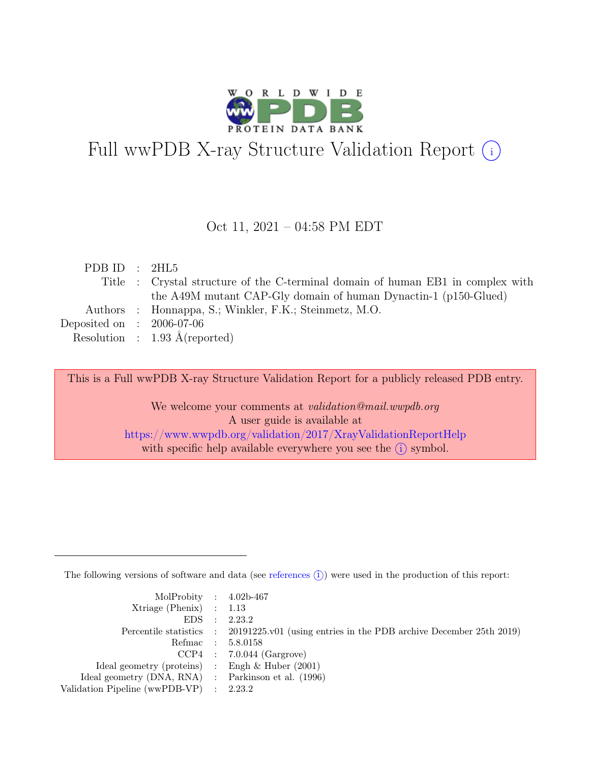# Full wwPDB X-ray Structure Validation Report (i)

Oct 11, 2021 – 04:58 PM EDT

| | | |
|---|---|---|
| PDB ID | : | 2HL5 |
| Title | : | Crystal structure of the C-terminal domain of human EB1 in complex with the A49M mutant CAP-Gly domain of human Dynactin-1 (p150-Glued) |
| Authors | : | Honnappa, S.; Winkler, F.K.; Steinmetz, M.O. |
| Deposited on | : | 2006-07-06 |
| Resolution | : | 1.93 Å(reported) |

This is a Full wwPDB X-ray Structure Validation Report for a publicly released PDB entry.

We welcome your comments at *validation@mail.wwpdb.org*
A user guide is available at
https://www.wwpdb.org/validation/2017/XrayValidationReportHelp
with specific help available everywhere you see the (i) symbol.

The following versions of software and data (see references (i)) were used in the production of this report:

| | | |
|---|---|---|
| MolProbity | : | 4.02b-467 |
| Xtriage (Phenix) | : | 1.13 |
| EDS | : | 2.23.2 |
| Percentile statistics | : | 20191225.v01 (using entries in the PDB archive December 25th 2019) |
| Refmac | : | 5.8.0158 |
| CCP4 | : | 7.0.044 (Gargrove) |
| Ideal geometry (proteins) | : | Engh & Huber (2001) |
| Ideal geometry (DNA, RNA) | : | Parkinson et al. (1996) |
| Validation Pipeline (wwPDB-VP) | : | 2.23.2 |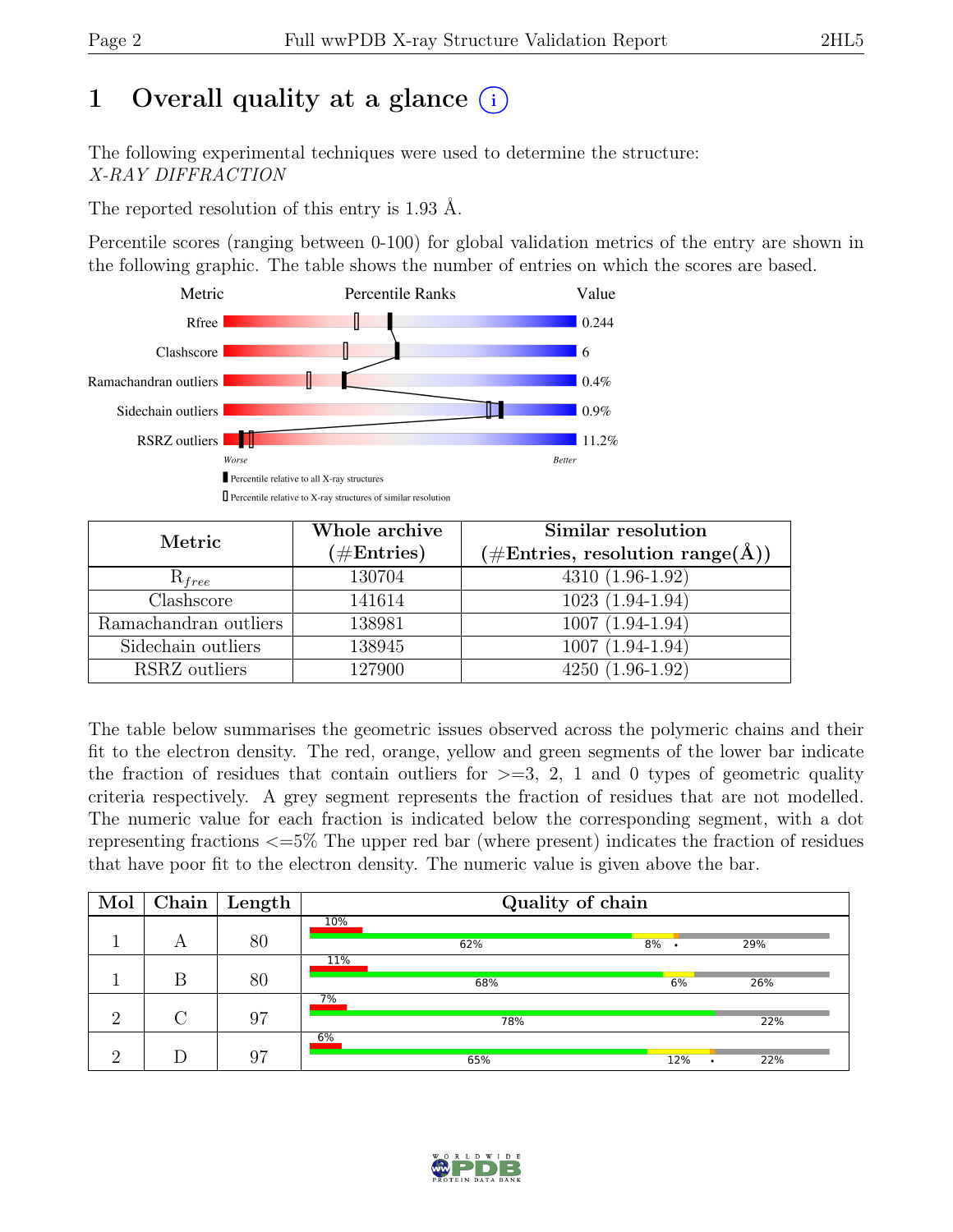# 1 Overall quality at a glance (i)

The following experimental techniques were used to determine the structure:
*X-RAY DIFFRACTION*

The reported resolution of this entry is 1.93 Å.

Percentile scores (ranging between 0-100) for global validation metrics of the entry are shown in the following graphic. The table shows the number of entries on which the scores are based.

| Metric | Value |
|---|---|
| Rfree | 0.244 |
| Clashscore | 6 |
| Ramachandran outliers | 0.4% |
| Sidechain outliers | 0.9% |
| RSRZ outliers | 11.2% |

Worse — Better

Percentile relative to all X-ray structures

Percentile relative to X-ray structures of similar resolution

| Metric | Whole archive (#Entries) | Similar resolution (#Entries, resolution range(Å)) |
|---|---|---|
| $R_{free}$ | 130704 | 4310 (1.96-1.92) |
| Clashscore | 141614 | 1023 (1.94-1.94) |
| Ramachandran outliers | 138981 | 1007 (1.94-1.94) |
| Sidechain outliers | 138945 | 1007 (1.94-1.94) |
| RSRZ outliers | 127900 | 4250 (1.96-1.92) |

The table below summarises the geometric issues observed across the polymeric chains and their fit to the electron density. The red, orange, yellow and green segments of the lower bar indicate the fraction of residues that contain outliers for >=3, 2, 1 and 0 types of geometric quality criteria respectively. A grey segment represents the fraction of residues that are not modelled. The numeric value for each fraction is indicated below the corresponding segment, with a dot representing fractions <=5% The upper red bar (where present) indicates the fraction of residues that have poor fit to the electron density. The numeric value is given above the bar.

| Mol | Chain | Length | Quality of chain |
|---|---|---|---|
| 1 | A | 80 | 10% / 62% / 8% / • / 29% |
| 1 | B | 80 | 11% / 68% / 6% / 26% |
| 2 | C | 97 | 7% / 78% / 22% |
| 2 | D | 97 | 6% / 65% / 12% / • / 22% |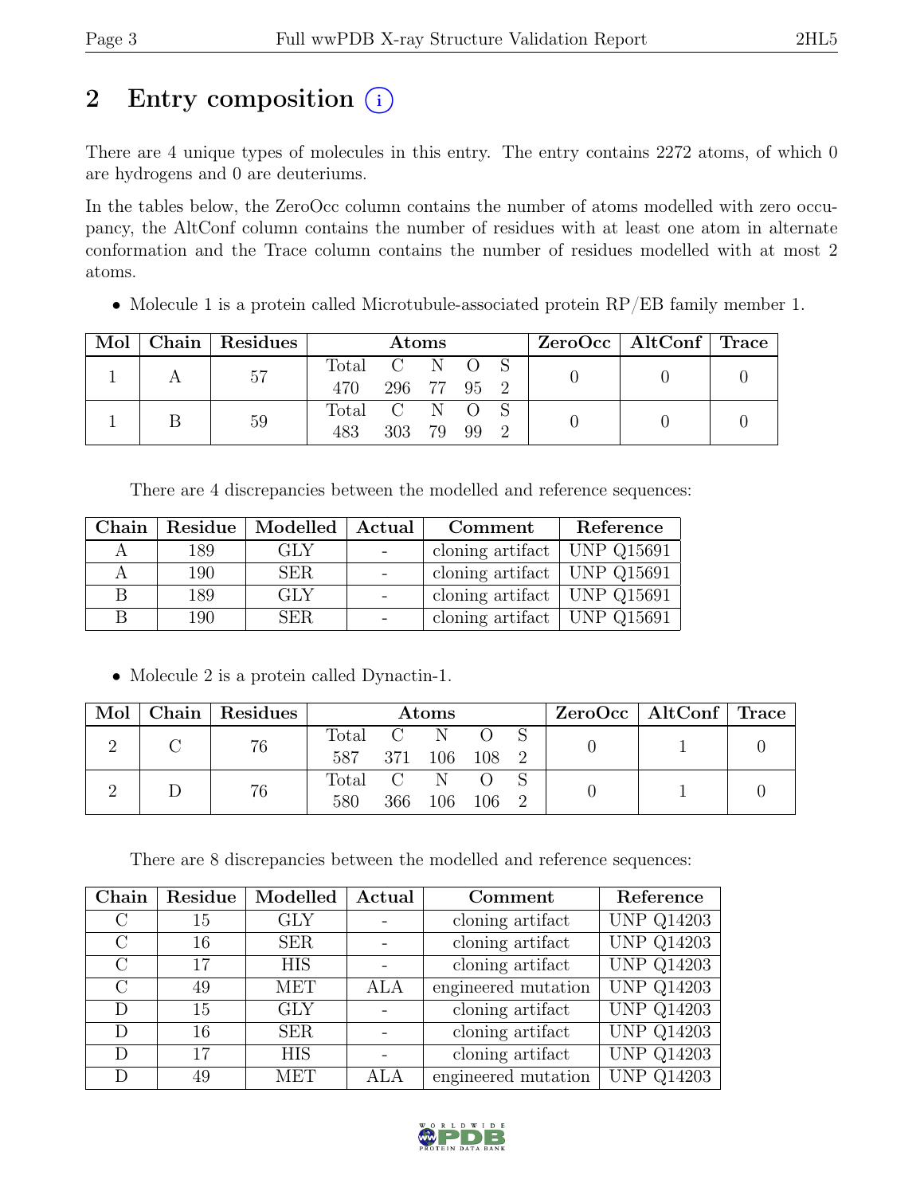# 2 Entry composition

There are 4 unique types of molecules in this entry. The entry contains 2272 atoms, of which 0 are hydrogens and 0 are deuteriums.

In the tables below, the ZeroOcc column contains the number of atoms modelled with zero occupancy, the AltConf column contains the number of residues with at least one atom in alternate conformation and the Trace column contains the number of residues modelled with at most 2 atoms.

- Molecule 1 is a protein called Microtubule-associated protein RP/EB family member 1.

| Mol | Chain | Residues | Atoms | | | | | ZeroOcc | AltConf | Trace |
|---|---|---|---|---|---|---|---|---|---|---|
| | | | Total | C | N | O | S | | | |
| 1 | A | 57 | 470 | 296 | 77 | 95 | 2 | 0 | 0 | 0 |
| 1 | B | 59 | 483 | 303 | 79 | 99 | 2 | 0 | 0 | 0 |

There are 4 discrepancies between the modelled and reference sequences:

| Chain | Residue | Modelled | Actual | Comment | Reference |
|---|---|---|---|---|---|
| A | 189 | GLY | - | cloning artifact | UNP Q15691 |
| A | 190 | SER | - | cloning artifact | UNP Q15691 |
| B | 189 | GLY | - | cloning artifact | UNP Q15691 |
| B | 190 | SER | - | cloning artifact | UNP Q15691 |

- Molecule 2 is a protein called Dynactin-1.

| Mol | Chain | Residues | Atoms | | | | | ZeroOcc | AltConf | Trace |
|---|---|---|---|---|---|---|---|---|---|---|
| | | | Total | C | N | O | S | | | |
| 2 | C | 76 | 587 | 371 | 106 | 108 | 2 | 0 | 1 | 0 |
| 2 | D | 76 | 580 | 366 | 106 | 106 | 2 | 0 | 1 | 0 |

There are 8 discrepancies between the modelled and reference sequences:

| Chain | Residue | Modelled | Actual | Comment | Reference |
|---|---|---|---|---|---|
| C | 15 | GLY | - | cloning artifact | UNP Q14203 |
| C | 16 | SER | - | cloning artifact | UNP Q14203 |
| C | 17 | HIS | - | cloning artifact | UNP Q14203 |
| C | 49 | MET | ALA | engineered mutation | UNP Q14203 |
| D | 15 | GLY | - | cloning artifact | UNP Q14203 |
| D | 16 | SER | - | cloning artifact | UNP Q14203 |
| D | 17 | HIS | - | cloning artifact | UNP Q14203 |
| D | 49 | MET | ALA | engineered mutation | UNP Q14203 |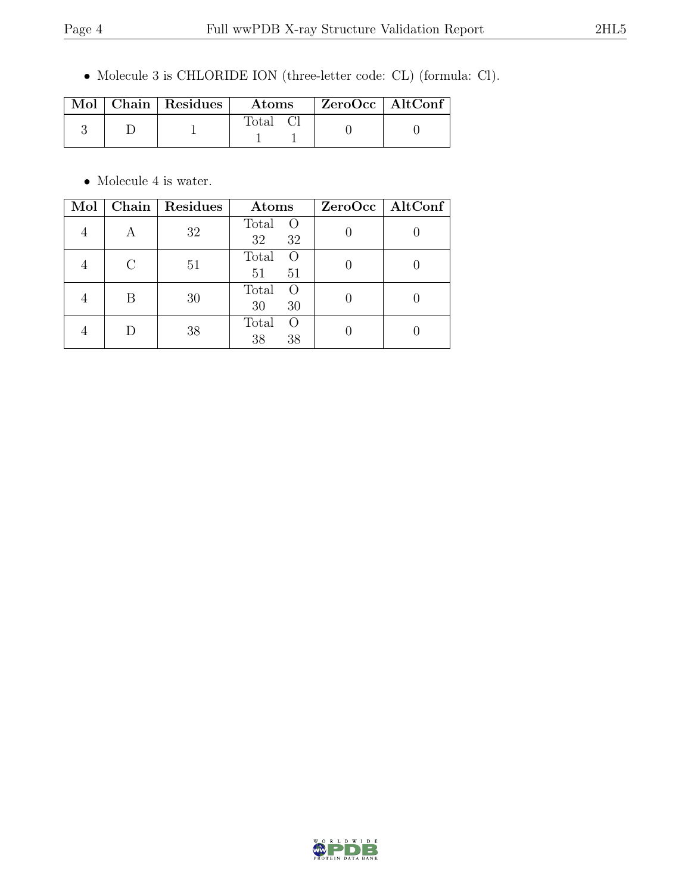- Molecule 3 is CHLORIDE ION (three-letter code: CL) (formula: Cl).

| Mol | Chain | Residues | Atoms | ZeroOcc | AltConf |
|---|---|---|---|---|---|
| 3 | D | 1 | Total Cl<br>1 1 | 0 | 0 |

- Molecule 4 is water.

| Mol | Chain | Residues | Atoms | ZeroOcc | AltConf |
|---|---|---|---|---|---|
| 4 | A | 32 | Total O<br>32 32 | 0 | 0 |
| 4 | C | 51 | Total O<br>51 51 | 0 | 0 |
| 4 | B | 30 | Total O<br>30 30 | 0 | 0 |
| 4 | D | 38 | Total O<br>38 38 | 0 | 0 |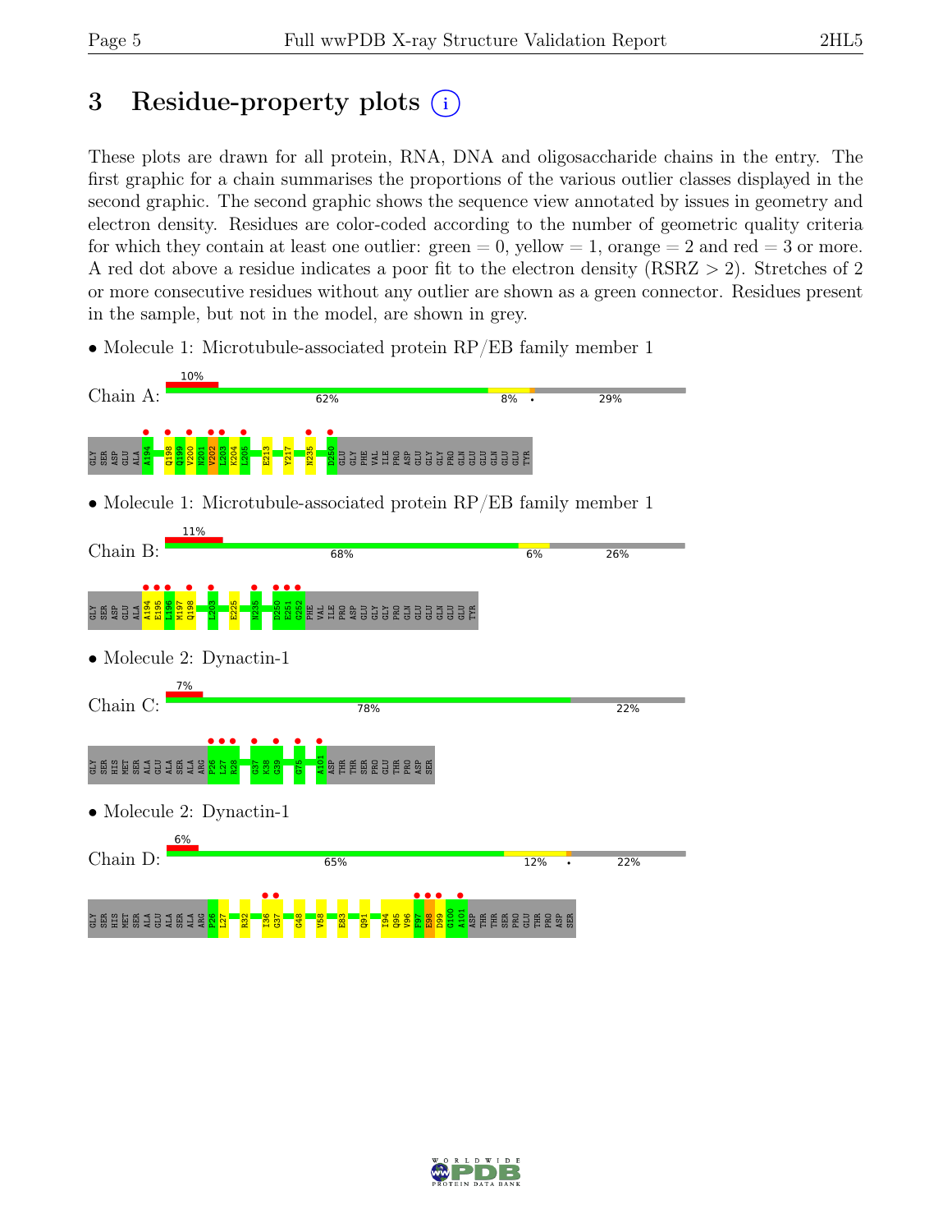## 3 Residue-property plots

These plots are drawn for all protein, RNA, DNA and oligosaccharide chains in the entry. The first graphic for a chain summarises the proportions of the various outlier classes displayed in the second graphic. The second graphic shows the sequence view annotated by issues in geometry and electron density. Residues are color-coded according to the number of geometric quality criteria for which they contain at least one outlier: green = 0, yellow = 1, orange = 2 and red = 3 or more. A red dot above a residue indicates a poor fit to the electron density (RSRZ > 2). Stretches of 2 or more consecutive residues without any outlier are shown as a green connector. Residues present in the sample, but not in the model, are shown in grey.

- Molecule 1: Microtubule-associated protein RP/EB family member 1

Chain A: 10% | 62% | 8% | • | 29%

GLY SER ASP GLU ALA A194 Q198 Q199 V200 N201 V202 L203 K204 L205 E213 Y217 N235 D250 GLU GLY PHE VAL ILE PRO ASP GLU GLY GLY PRO GLN GLU GLU GLN GLU GLU TYR

- Molecule 1: Microtubule-associated protein RP/EB family member 1

Chain B: 11% | 68% | 6% | 26%

GLY SER ASP GLU ALA A194 E195 L196 M197 Q198 L203 E225 N236 D250 E251 G252 PHE VAL ILE PRO ASP GLU GLY GLY PRO GLN GLU GLU GLN GLU GLU TYR

- Molecule 2: Dynactin-1

Chain C: 7% | 78% | 22%

GLY SER HIS MET SER ALA GLU ALA SER ALA ARG P26 L27 R28 G37 K38 G39 G75 A101 ASP THR THR SER PRO GLU THR PRO ASP SER

- Molecule 2: Dynactin-1

Chain D: 6% | 65% | 12% | • | 22%

GLY SER HIS MET SER ALA GLU ALA SER ALA ARG P26 L27 R32 I36 G37 G48 V58 E83 Q91 I94 Q95 V96 F97 E98 D99 G100 A101 ASP THR THR SER PRO GLU THR PRO ASP SER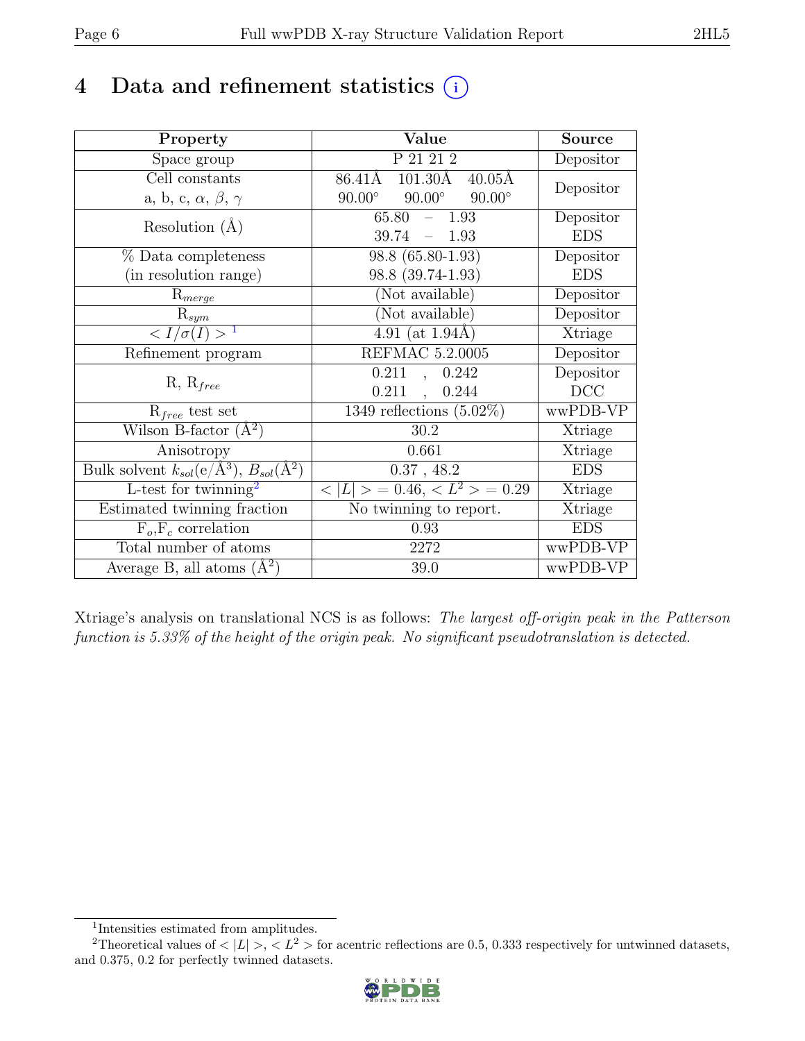# 4 Data and refinement statistics

| Property | Value | Source |
|---|---|---|
| Space group | P 21 21 2 | Depositor |
| Cell constants<br>a, b, c, $\alpha$, $\beta$, $\gamma$ | 86.41Å 101.30Å 40.05Å<br>90.00° 90.00° 90.00° | Depositor |
| Resolution (Å) | 65.80 – 1.93 | Depositor |
| | 39.74 – 1.93 | EDS |
| % Data completeness<br>(in resolution range) | 98.8 (65.80-1.93) | Depositor |
| | 98.8 (39.74-1.93) | EDS |
| $R_{merge}$ | (Not available) | Depositor |
| $R_{sym}$ | (Not available) | Depositor |
| $< I/\sigma(I) >$ [1] | 4.91 (at 1.94Å) | Xtriage |
| Refinement program | REFMAC 5.2.0005 | Depositor |
| R, $R_{free}$ | 0.211 , 0.242 | Depositor |
| | 0.211 , 0.244 | DCC |
| $R_{free}$ test set | 1349 reflections (5.02%) | wwPDB-VP |
| Wilson B-factor (Å$^2$) | 30.2 | Xtriage |
| Anisotropy | 0.661 | Xtriage |
| Bulk solvent $k_{sol}$(e/Å$^3$), $B_{sol}$(Å$^2$) | 0.37 , 48.2 | EDS |
| L-test for twinning[2] | $< \lvert L \rvert > = 0.46$, $< L^2 > = 0.29$ | Xtriage |
| Estimated twinning fraction | No twinning to report. | Xtriage |
| $F_o$,$F_c$ correlation | 0.93 | EDS |
| Total number of atoms | 2272 | wwPDB-VP |
| Average B, all atoms (Å$^2$) | 39.0 | wwPDB-VP |

Xtriage's analysis on translational NCS is as follows: *The largest off-origin peak in the Patterson function is 5.33% of the height of the origin peak. No significant pseudotranslation is detected.*

[1] Intensities estimated from amplitudes.

[2] Theoretical values of $< \lvert L \rvert >$, $< L^2 >$ for acentric reflections are 0.5, 0.333 respectively for untwinned datasets, and 0.375, 0.2 for perfectly twinned datasets.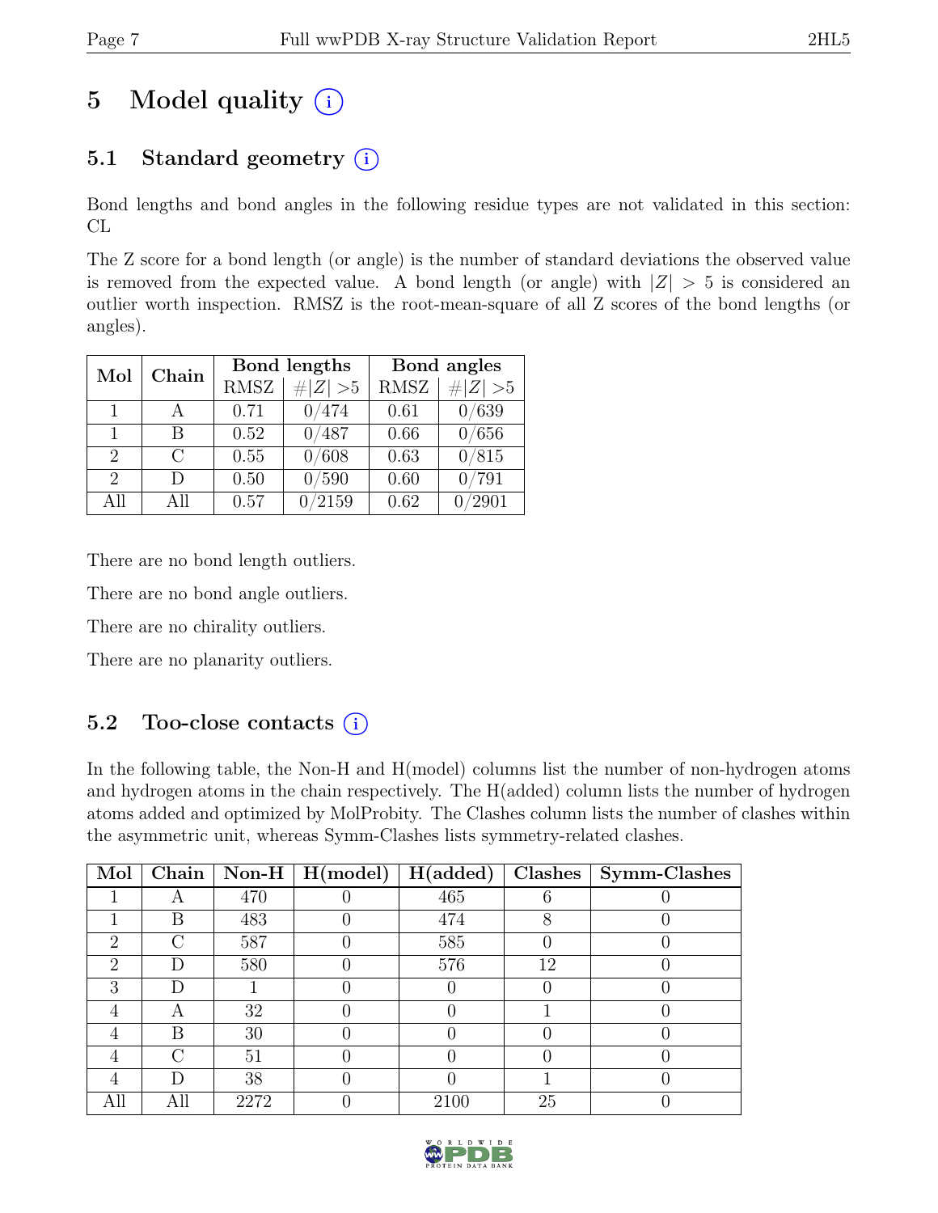# 5 Model quality (i)

## 5.1 Standard geometry (i)

Bond lengths and bond angles in the following residue types are not validated in this section: CL

The Z score for a bond length (or angle) is the number of standard deviations the observed value is removed from the expected value. A bond length (or angle) with $|Z| > 5$ is considered an outlier worth inspection. RMSZ is the root-mean-square of all Z scores of the bond lengths (or angles).

| Mol | Chain | Bond lengths | | Bond angles | |
|---|---|---|---|---|---|
| | | RMSZ | #$\|Z\|$ >5 | RMSZ | #$\|Z\|$ >5 |
| 1 | A | 0.71 | 0/474 | 0.61 | 0/639 |
| 1 | B | 0.52 | 0/487 | 0.66 | 0/656 |
| 2 | C | 0.55 | 0/608 | 0.63 | 0/815 |
| 2 | D | 0.50 | 0/590 | 0.60 | 0/791 |
| All | All | 0.57 | 0/2159 | 0.62 | 0/2901 |

There are no bond length outliers.

There are no bond angle outliers.

There are no chirality outliers.

There are no planarity outliers.

## 5.2 Too-close contacts (i)

In the following table, the Non-H and H(model) columns list the number of non-hydrogen atoms and hydrogen atoms in the chain respectively. The H(added) column lists the number of hydrogen atoms added and optimized by MolProbity. The Clashes column lists the number of clashes within the asymmetric unit, whereas Symm-Clashes lists symmetry-related clashes.

| Mol | Chain | Non-H | H(model) | H(added) | Clashes | Symm-Clashes |
|---|---|---|---|---|---|---|
| 1 | A | 470 | 0 | 465 | 6 | 0 |
| 1 | B | 483 | 0 | 474 | 8 | 0 |
| 2 | C | 587 | 0 | 585 | 0 | 0 |
| 2 | D | 580 | 0 | 576 | 12 | 0 |
| 3 | D | 1 | 0 | 0 | 0 | 0 |
| 4 | A | 32 | 0 | 0 | 1 | 0 |
| 4 | B | 30 | 0 | 0 | 0 | 0 |
| 4 | C | 51 | 0 | 0 | 0 | 0 |
| 4 | D | 38 | 0 | 0 | 1 | 0 |
| All | All | 2272 | 0 | 2100 | 25 | 0 |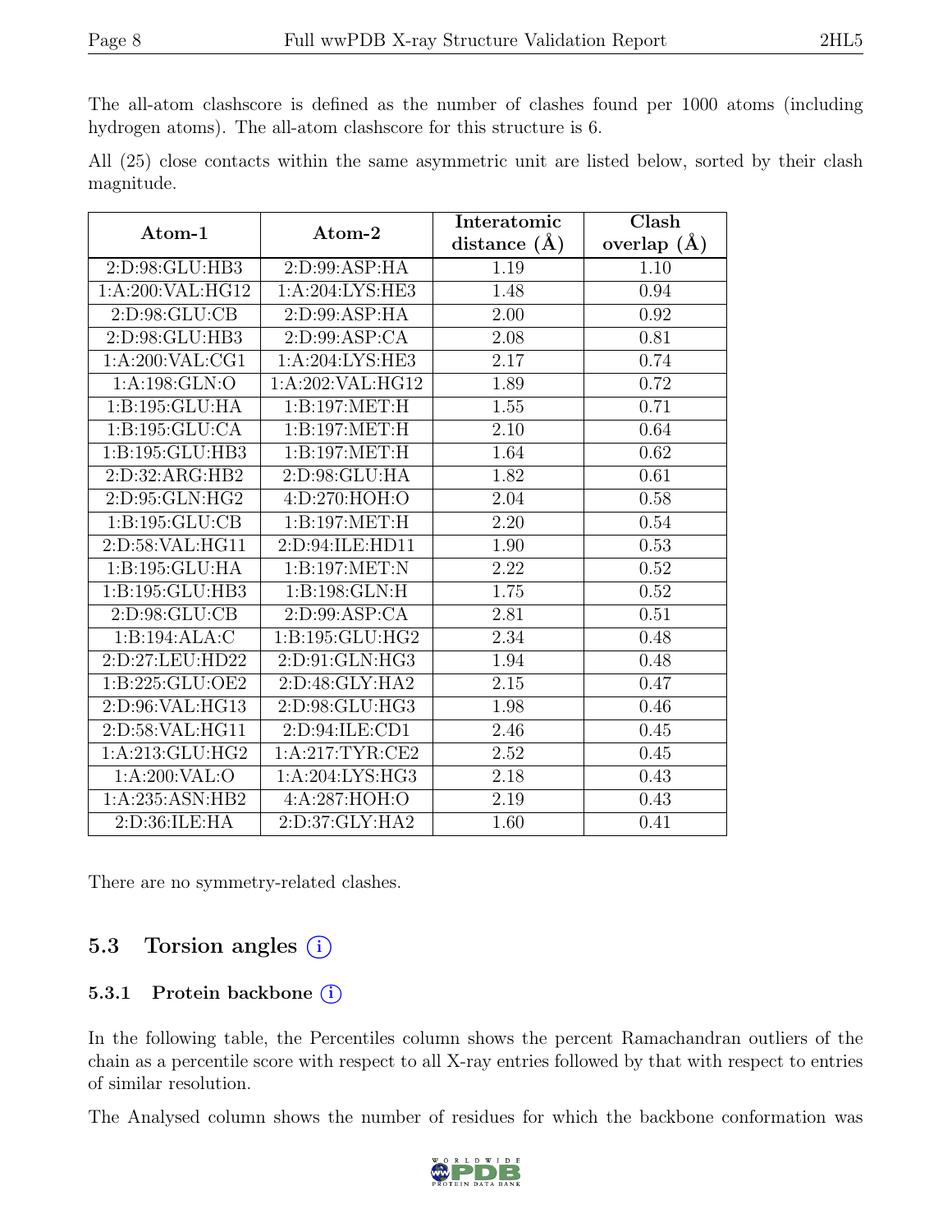The all-atom clashscore is defined as the number of clashes found per 1000 atoms (including hydrogen atoms). The all-atom clashscore for this structure is 6.

All (25) close contacts within the same asymmetric unit are listed below, sorted by their clash magnitude.

| Atom-1 | Atom-2 | Interatomic distance (Å) | Clash overlap (Å) |
|---|---|---|---|
| 2:D:98:GLU:HB3 | 2:D:99:ASP:HA | 1.19 | 1.10 |
| 1:A:200:VAL:HG12 | 1:A:204:LYS:HE3 | 1.48 | 0.94 |
| 2:D:98:GLU:CB | 2:D:99:ASP:HA | 2.00 | 0.92 |
| 2:D:98:GLU:HB3 | 2:D:99:ASP:CA | 2.08 | 0.81 |
| 1:A:200:VAL:CG1 | 1:A:204:LYS:HE3 | 2.17 | 0.74 |
| 1:A:198:GLN:O | 1:A:202:VAL:HG12 | 1.89 | 0.72 |
| 1:B:195:GLU:HA | 1:B:197:MET:H | 1.55 | 0.71 |
| 1:B:195:GLU:CA | 1:B:197:MET:H | 2.10 | 0.64 |
| 1:B:195:GLU:HB3 | 1:B:197:MET:H | 1.64 | 0.62 |
| 2:D:32:ARG:HB2 | 2:D:98:GLU:HA | 1.82 | 0.61 |
| 2:D:95:GLN:HG2 | 4:D:270:HOH:O | 2.04 | 0.58 |
| 1:B:195:GLU:CB | 1:B:197:MET:H | 2.20 | 0.54 |
| 2:D:58:VAL:HG11 | 2:D:94:ILE:HD11 | 1.90 | 0.53 |
| 1:B:195:GLU:HA | 1:B:197:MET:N | 2.22 | 0.52 |
| 1:B:195:GLU:HB3 | 1:B:198:GLN:H | 1.75 | 0.52 |
| 2:D:98:GLU:CB | 2:D:99:ASP:CA | 2.81 | 0.51 |
| 1:B:194:ALA:C | 1:B:195:GLU:HG2 | 2.34 | 0.48 |
| 2:D:27:LEU:HD22 | 2:D:91:GLN:HG3 | 1.94 | 0.48 |
| 1:B:225:GLU:OE2 | 2:D:48:GLY:HA2 | 2.15 | 0.47 |
| 2:D:96:VAL:HG13 | 2:D:98:GLU:HG3 | 1.98 | 0.46 |
| 2:D:58:VAL:HG11 | 2:D:94:ILE:CD1 | 2.46 | 0.45 |
| 1:A:213:GLU:HG2 | 1:A:217:TYR:CE2 | 2.52 | 0.45 |
| 1:A:200:VAL:O | 1:A:204:LYS:HG3 | 2.18 | 0.43 |
| 1:A:235:ASN:HB2 | 4:A:287:HOH:O | 2.19 | 0.43 |
| 2:D:36:ILE:HA | 2:D:37:GLY:HA2 | 1.60 | 0.41 |

There are no symmetry-related clashes.

### 5.3 Torsion angles (i)

#### 5.3.1 Protein backbone (i)

In the following table, the Percentiles column shows the percent Ramachandran outliers of the chain as a percentile score with respect to all X-ray entries followed by that with respect to entries of similar resolution.

The Analysed column shows the number of residues for which the backbone conformation was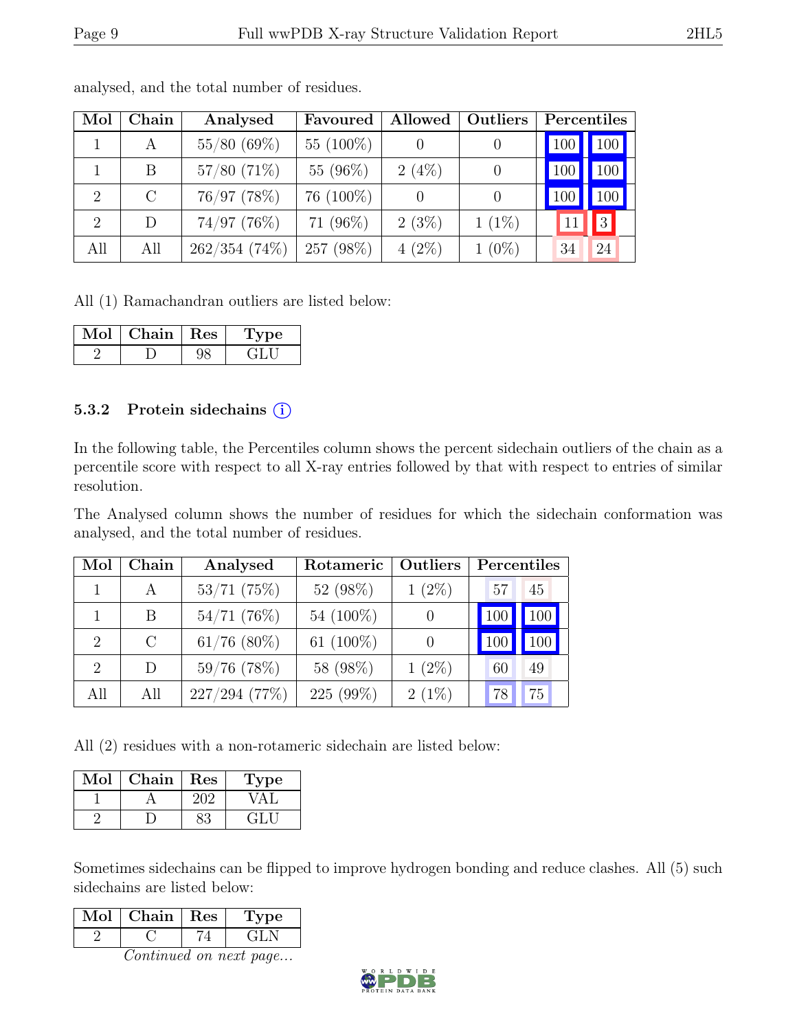analysed, and the total number of residues.

| Mol | Chain | Analysed | Favoured | Allowed | Outliers | Percentiles | |
|---|---|---|---|---|---|---|---|
| 1 | A | 55/80 (69%) | 55 (100%) | 0 | 0 | 100 | 100 |
| 1 | B | 57/80 (71%) | 55 (96%) | 2 (4%) | 0 | 100 | 100 |
| 2 | C | 76/97 (78%) | 76 (100%) | 0 | 0 | 100 | 100 |
| 2 | D | 74/97 (76%) | 71 (96%) | 2 (3%) | 1 (1%) | 11 | 3 |
| All | All | 262/354 (74%) | 257 (98%) | 4 (2%) | 1 (0%) | 34 | 24 |

All (1) Ramachandran outliers are listed below:

| Mol | Chain | Res | Type |
|---|---|---|---|
| 2 | D | 98 | GLU |

### 5.3.2 Protein sidechains

In the following table, the Percentiles column shows the percent sidechain outliers of the chain as a percentile score with respect to all X-ray entries followed by that with respect to entries of similar resolution.

The Analysed column shows the number of residues for which the sidechain conformation was analysed, and the total number of residues.

| Mol | Chain | Analysed | Rotameric | Outliers | Percentiles | |
|---|---|---|---|---|---|---|
| 1 | A | 53/71 (75%) | 52 (98%) | 1 (2%) | 57 | 45 |
| 1 | B | 54/71 (76%) | 54 (100%) | 0 | 100 | 100 |
| 2 | C | 61/76 (80%) | 61 (100%) | 0 | 100 | 100 |
| 2 | D | 59/76 (78%) | 58 (98%) | 1 (2%) | 60 | 49 |
| All | All | 227/294 (77%) | 225 (99%) | 2 (1%) | 78 | 75 |

All (2) residues with a non-rotameric sidechain are listed below:

| Mol | Chain | Res | Type |
|---|---|---|---|
| 1 | A | 202 | VAL |
| 2 | D | 83 | GLU |

Sometimes sidechains can be flipped to improve hydrogen bonding and reduce clashes. All (5) such sidechains are listed below:

| Mol | Chain | Res | Type |
|---|---|---|---|
| 2 | C | 74 | GLN |

*Continued on next page...*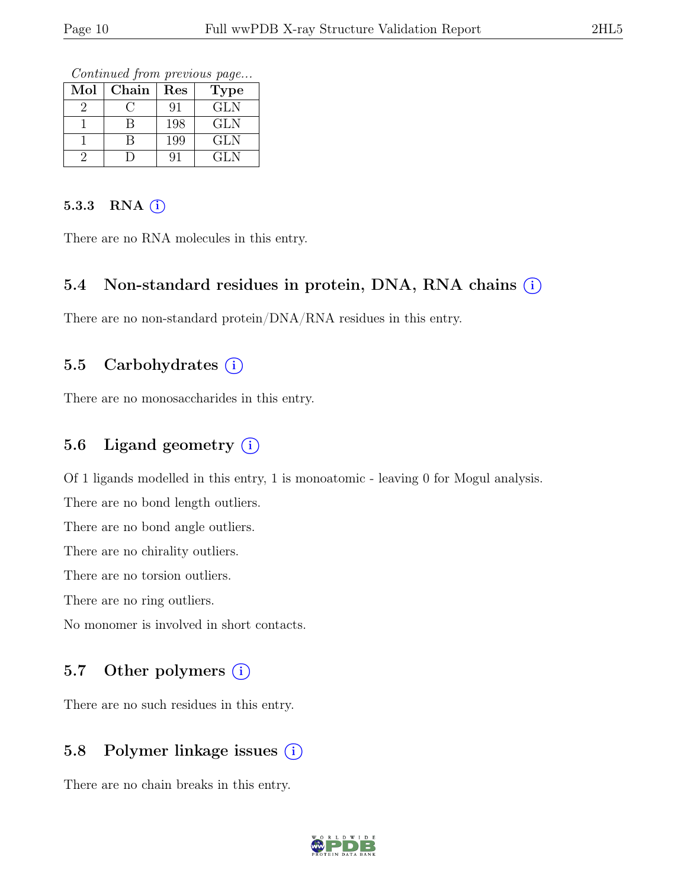*Continued from previous page...*

| Mol | Chain | Res | Type |
|---|---|---|---|
| 2 | C | 91 | GLN |
| 1 | B | 198 | GLN |
| 1 | B | 199 | GLN |
| 2 | D | 91 | GLN |

#### 5.3.3 RNA

There are no RNA molecules in this entry.

### 5.4 Non-standard residues in protein, DNA, RNA chains

There are no non-standard protein/DNA/RNA residues in this entry.

### 5.5 Carbohydrates

There are no monosaccharides in this entry.

### 5.6 Ligand geometry

Of 1 ligands modelled in this entry, 1 is monoatomic - leaving 0 for Mogul analysis.

There are no bond length outliers.

There are no bond angle outliers.

There are no chirality outliers.

There are no torsion outliers.

There are no ring outliers.

No monomer is involved in short contacts.

### 5.7 Other polymers

There are no such residues in this entry.

### 5.8 Polymer linkage issues

There are no chain breaks in this entry.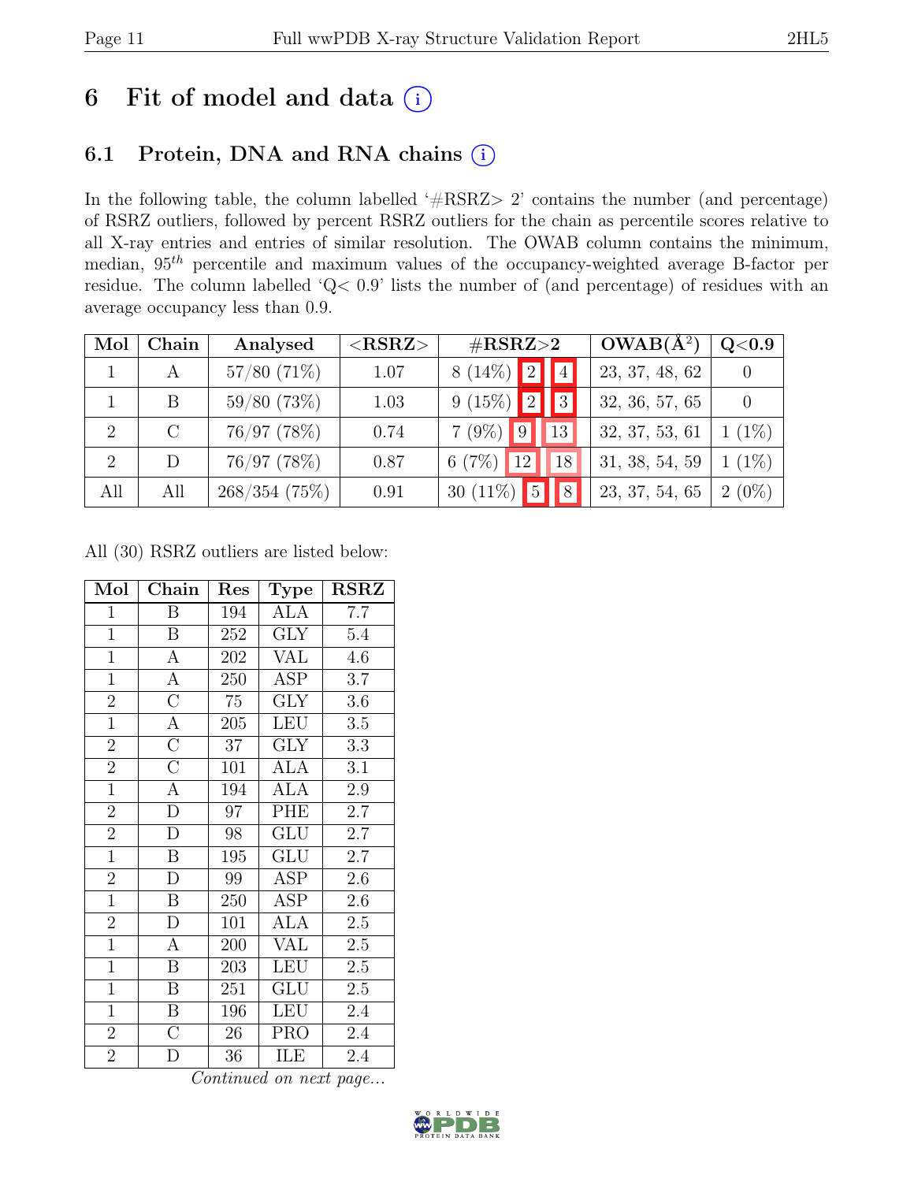# 6 Fit of model and data

## 6.1 Protein, DNA and RNA chains

In the following table, the column labelled '#RSRZ> 2' contains the number (and percentage) of RSRZ outliers, followed by percent RSRZ outliers for the chain as percentile scores relative to all X-ray entries and entries of similar resolution. The OWAB column contains the minimum, median, $95^{th}$ percentile and maximum values of the occupancy-weighted average B-factor per residue. The column labelled 'Q< 0.9' lists the number of (and percentage) of residues with an average occupancy less than 0.9.

| Mol | Chain | Analysed | <RSRZ> | #RSRZ>2 | OWAB(Å$^2$) | Q<0.9 |
|---|---|---|---|---|---|---|
| 1 | A | 57/80 (71%) | 1.07 | 8 (14%) 2 4 | 23, 37, 48, 62 | 0 |
| 1 | B | 59/80 (73%) | 1.03 | 9 (15%) 2 3 | 32, 36, 57, 65 | 0 |
| 2 | C | 76/97 (78%) | 0.74 | 7 (9%) 9 13 | 32, 37, 53, 61 | 1 (1%) |
| 2 | D | 76/97 (78%) | 0.87 | 6 (7%) 12 18 | 31, 38, 54, 59 | 1 (1%) |
| All | All | 268/354 (75%) | 0.91 | 30 (11%) 5 8 | 23, 37, 54, 65 | 2 (0%) |

All (30) RSRZ outliers are listed below:

| Mol | Chain | Res | Type | RSRZ |
|---|---|---|---|---|
| 1 | B | 194 | ALA | 7.7 |
| 1 | B | 252 | GLY | 5.4 |
| 1 | A | 202 | VAL | 4.6 |
| 1 | A | 250 | ASP | 3.7 |
| 2 | C | 75 | GLY | 3.6 |
| 1 | A | 205 | LEU | 3.5 |
| 2 | C | 37 | GLY | 3.3 |
| 2 | C | 101 | ALA | 3.1 |
| 1 | A | 194 | ALA | 2.9 |
| 2 | D | 97 | PHE | 2.7 |
| 2 | D | 98 | GLU | 2.7 |
| 1 | B | 195 | GLU | 2.7 |
| 2 | D | 99 | ASP | 2.6 |
| 1 | B | 250 | ASP | 2.6 |
| 2 | D | 101 | ALA | 2.5 |
| 1 | A | 200 | VAL | 2.5 |
| 1 | B | 203 | LEU | 2.5 |
| 1 | B | 251 | GLU | 2.5 |
| 1 | B | 196 | LEU | 2.4 |
| 2 | C | 26 | PRO | 2.4 |
| 2 | D | 36 | ILE | 2.4 |

*Continued on next page...*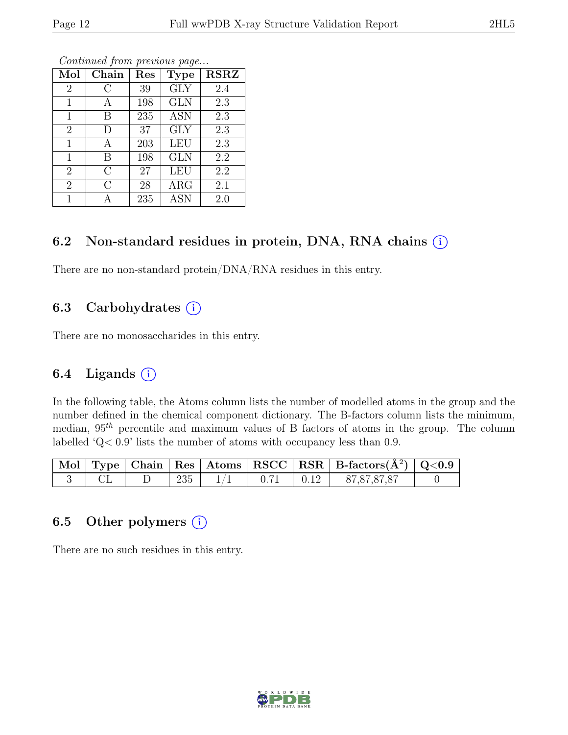*Continued from previous page...*

| Mol | Chain | Res | Type | RSRZ |
|---|---|---|---|---|
| 2 | C | 39 | GLY | 2.4 |
| 1 | A | 198 | GLN | 2.3 |
| 1 | B | 235 | ASN | 2.3 |
| 2 | D | 37 | GLY | 2.3 |
| 1 | A | 203 | LEU | 2.3 |
| 1 | B | 198 | GLN | 2.2 |
| 2 | C | 27 | LEU | 2.2 |
| 2 | C | 28 | ARG | 2.1 |
| 1 | A | 235 | ASN | 2.0 |

## 6.2 Non-standard residues in protein, DNA, RNA chains (i)

There are no non-standard protein/DNA/RNA residues in this entry.

## 6.3 Carbohydrates (i)

There are no monosaccharides in this entry.

## 6.4 Ligands (i)

In the following table, the Atoms column lists the number of modelled atoms in the group and the number defined in the chemical component dictionary. The B-factors column lists the minimum, median, $95^{th}$ percentile and maximum values of B factors of atoms in the group. The column labelled 'Q< 0.9' lists the number of atoms with occupancy less than 0.9.

| Mol | Type | Chain | Res | Atoms | RSCC | RSR | B-factors($\AA^2$) | Q<0.9 |
|---|---|---|---|---|---|---|---|---|
| 3 | CL | D | 235 | 1/1 | 0.71 | 0.12 | 87,87,87,87 | 0 |

## 6.5 Other polymers (i)

There are no such residues in this entry.